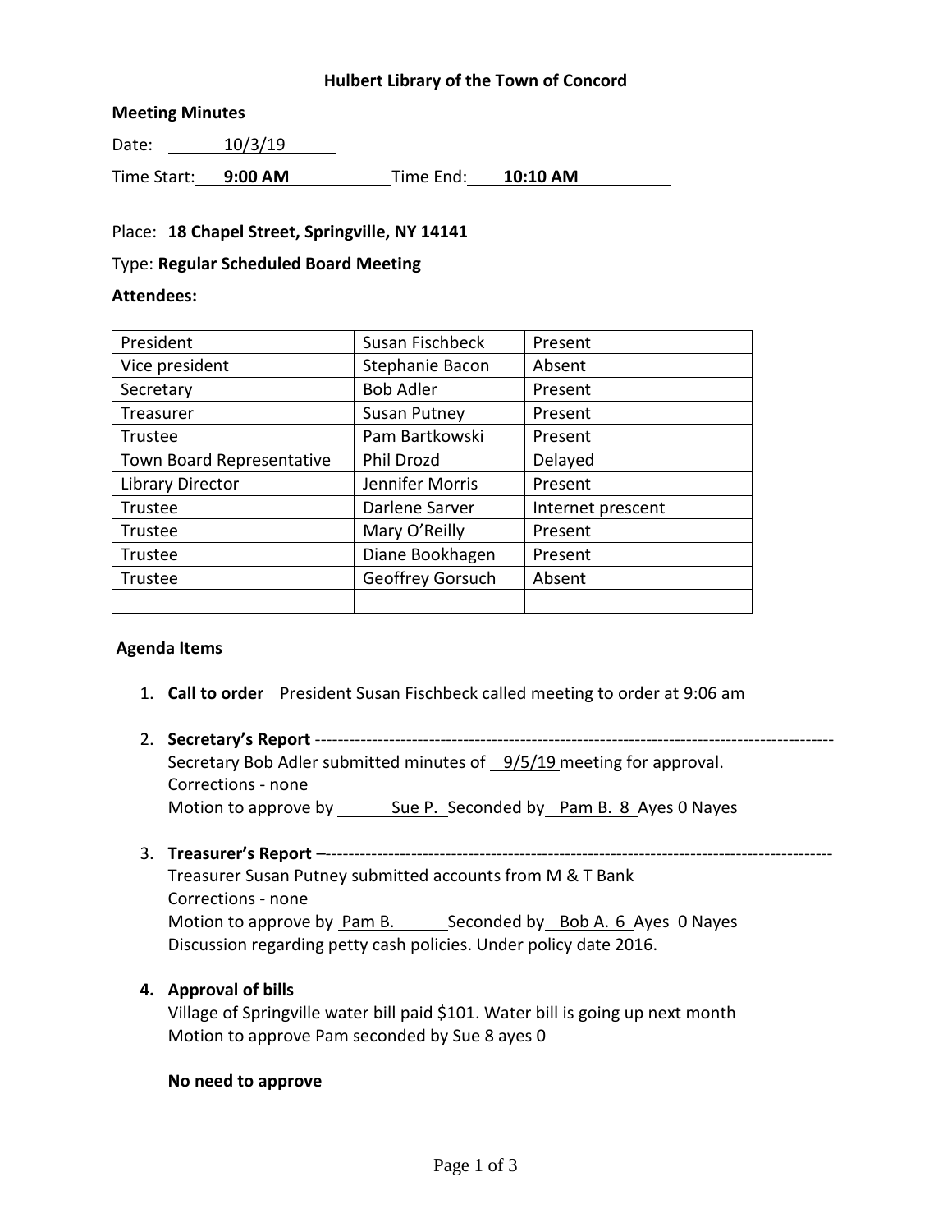**Hulbert Library of the Town of Concord**

**Meeting Minutes**

Date: 10/3/19

Time Start: **9:00 AM** Time End: **10:10 AM**

Place: **18 Chapel Street, Springville, NY 14141**

Type: **Regular Scheduled Board Meeting**

**Attendees:**

| | | |
|---|---|---|
| President | Susan Fischbeck | Present |
| Vice president | Stephanie Bacon | Absent |
| Secretary | Bob Adler | Present |
| Treasurer | Susan Putney | Present |
| Trustee | Pam Bartkowski | Present |
| Town Board Representative | Phil Drozd | Delayed |
| Library Director | Jennifer Morris | Present |
| Trustee | Darlene Sarver | Internet prescent |
| Trustee | Mary O'Reilly | Present |
| Trustee | Diane Bookhagen | Present |
| Trustee | Geoffrey Gorsuch | Absent |
| | | |

**Agenda Items**

1. **Call to order** President Susan Fischbeck called meeting to order at 9:06 am

2. **Secretary's Report** ------------------------------------------------------------------------------------------
   Secretary Bob Adler submitted minutes of 9/5/19 meeting for approval.
   Corrections - none
   Motion to approve by Sue P. Seconded by Pam B. 8 Ayes 0 Nayes

3. **Treasurer's Report** –-----------------------------------------------------------------------------------------
   Treasurer Susan Putney submitted accounts from M & T Bank
   Corrections - none
   Motion to approve by Pam B. Seconded by Bob A. 6 Ayes 0 Nayes
   Discussion regarding petty cash policies. Under policy date 2016.

4. **Approval of bills**
   Village of Springville water bill paid $101. Water bill is going up next month
   Motion to approve Pam seconded by Sue 8 ayes 0

   **No need to approve**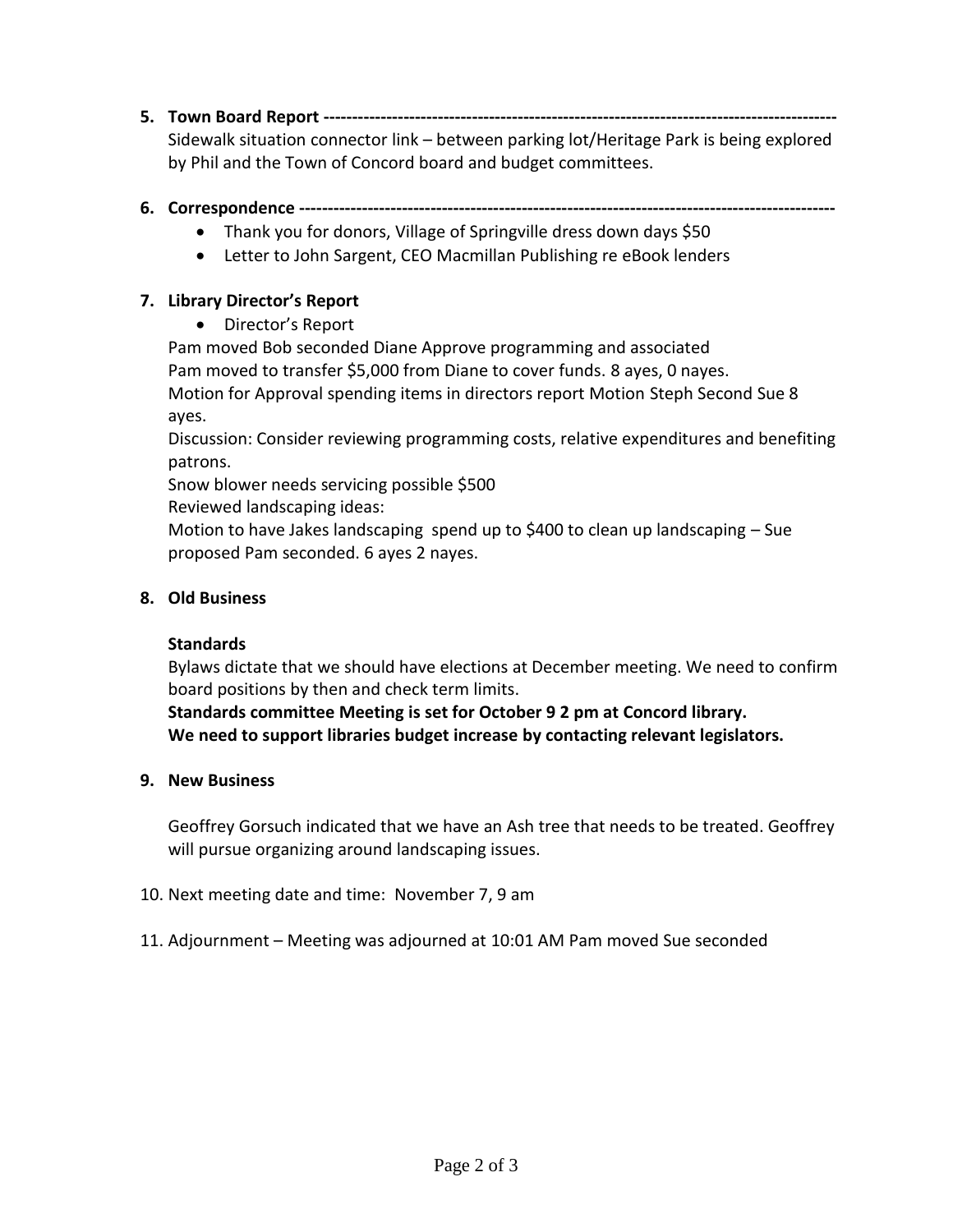5. **Town Board Report** ------------------------------------------------------------------------------------------
Sidewalk situation connector link – between parking lot/Heritage Park is being explored by Phil and the Town of Concord board and budget committees.

6. **Correspondence** ---------------------------------------------------------------------------------------------
    - Thank you for donors, Village of Springville dress down days $50
    - Letter to John Sargent, CEO Macmillan Publishing re eBook lenders

7. **Library Director's Report**
    - Director's Report

    Pam moved Bob seconded Diane Approve programming and associated
    Pam moved to transfer $5,000 from Diane to cover funds. 8 ayes, 0 nayes.
    Motion for Approval spending items in directors report Motion Steph Second Sue 8 ayes.
    Discussion: Consider reviewing programming costs, relative expenditures and benefiting patrons.
    Snow blower needs servicing possible $500
    Reviewed landscaping ideas:
    Motion to have Jakes landscaping spend up to $400 to clean up landscaping – Sue proposed Pam seconded. 6 ayes 2 nayes.

8. **Old Business**

    **Standards**
    Bylaws dictate that we should have elections at December meeting. We need to confirm board positions by then and check term limits.
    **Standards committee Meeting is set for October 9 2 pm at Concord library.**
    **We need to support libraries budget increase by contacting relevant legislators.**

9. **New Business**

    Geoffrey Gorsuch indicated that we have an Ash tree that needs to be treated. Geoffrey will pursue organizing around landscaping issues.

10. Next meeting date and time: November 7, 9 am

11. Adjournment – Meeting was adjourned at 10:01 AM Pam moved Sue seconded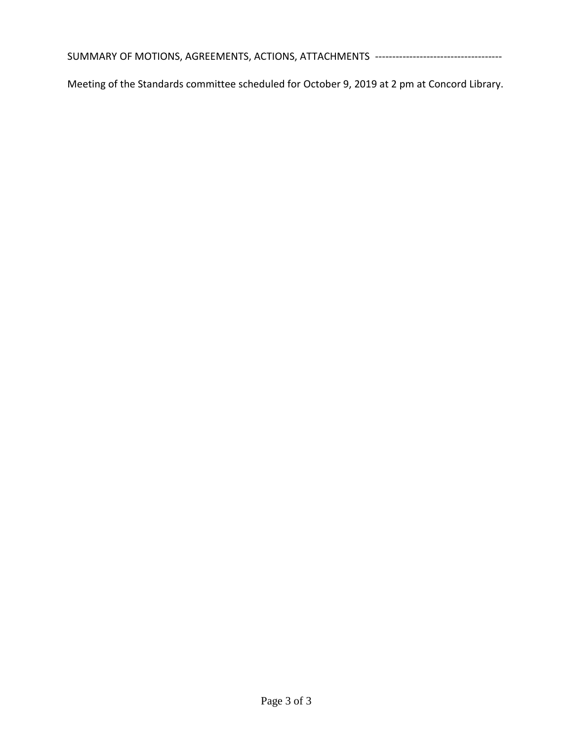SUMMARY OF MOTIONS, AGREEMENTS, ACTIONS, ATTACHMENTS -------------------------------------

Meeting of the Standards committee scheduled for October 9, 2019 at 2 pm at Concord Library.